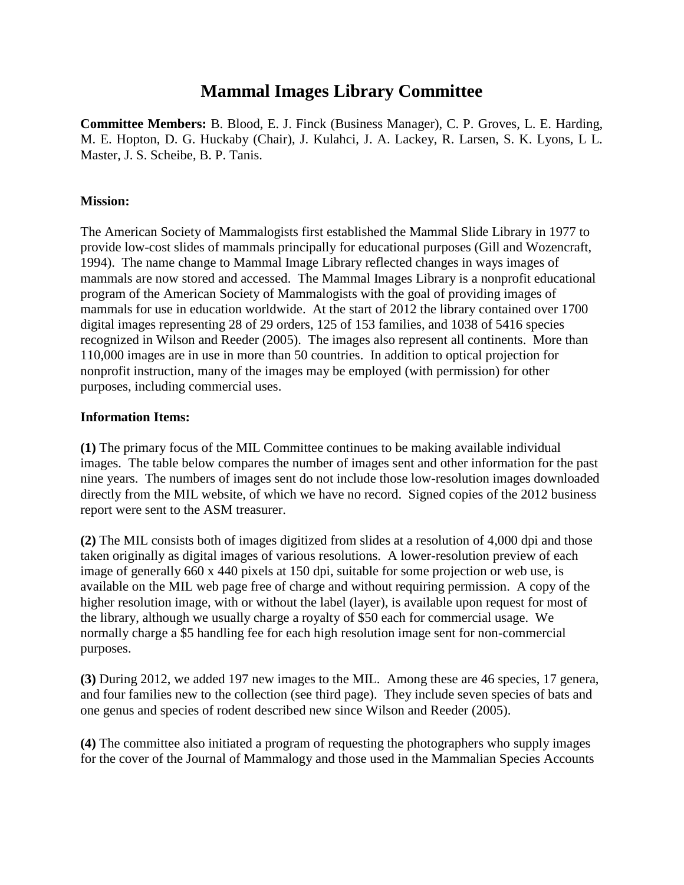# Mammal Images Library Committee

**Committee Members:** B. Blood, E. J. Finck (Business Manager), C. P. Groves, L. E. Harding, M. E. Hopton, D. G. Huckaby (Chair), J. Kulahci, J. A. Lackey, R. Larsen, S. K. Lyons, L L. Master, J. S. Scheibe, B. P. Tanis.

**Mission:**

The American Society of Mammalogists first established the Mammal Slide Library in 1977 to provide low-cost slides of mammals principally for educational purposes (Gill and Wozencraft, 1994). The name change to Mammal Image Library reflected changes in ways images of mammals are now stored and accessed. The Mammal Images Library is a nonprofit educational program of the American Society of Mammalogists with the goal of providing images of mammals for use in education worldwide. At the start of 2012 the library contained over 1700 digital images representing 28 of 29 orders, 125 of 153 families, and 1038 of 5416 species recognized in Wilson and Reeder (2005). The images also represent all continents. More than 110,000 images are in use in more than 50 countries. In addition to optical projection for nonprofit instruction, many of the images may be employed (with permission) for other purposes, including commercial uses.

**Information Items:**

**(1)** The primary focus of the MIL Committee continues to be making available individual images. The table below compares the number of images sent and other information for the past nine years. The numbers of images sent do not include those low-resolution images downloaded directly from the MIL website, of which we have no record. Signed copies of the 2012 business report were sent to the ASM treasurer.

**(2)** The MIL consists both of images digitized from slides at a resolution of 4,000 dpi and those taken originally as digital images of various resolutions. A lower-resolution preview of each image of generally 660 x 440 pixels at 150 dpi, suitable for some projection or web use, is available on the MIL web page free of charge and without requiring permission. A copy of the higher resolution image, with or without the label (layer), is available upon request for most of the library, although we usually charge a royalty of $50 each for commercial usage. We normally charge a $5 handling fee for each high resolution image sent for non-commercial purposes.

**(3)** During 2012, we added 197 new images to the MIL. Among these are 46 species, 17 genera, and four families new to the collection (see third page). They include seven species of bats and one genus and species of rodent described new since Wilson and Reeder (2005).

**(4)** The committee also initiated a program of requesting the photographers who supply images for the cover of the Journal of Mammalogy and those used in the Mammalian Species Accounts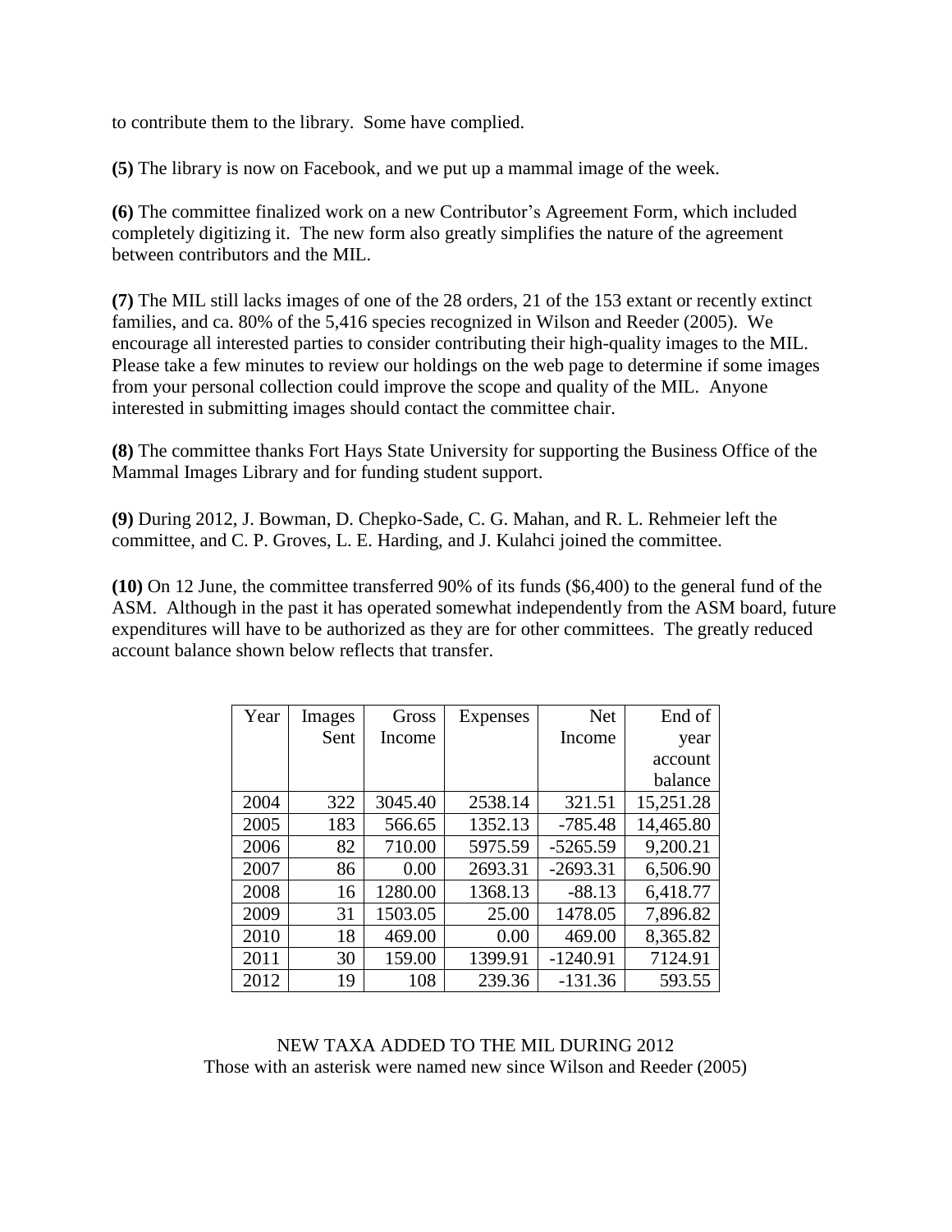to contribute them to the library. Some have complied.

**(5)** The library is now on Facebook, and we put up a mammal image of the week.

**(6)** The committee finalized work on a new Contributor's Agreement Form, which included completely digitizing it. The new form also greatly simplifies the nature of the agreement between contributors and the MIL.

**(7)** The MIL still lacks images of one of the 28 orders, 21 of the 153 extant or recently extinct families, and ca. 80% of the 5,416 species recognized in Wilson and Reeder (2005). We encourage all interested parties to consider contributing their high-quality images to the MIL. Please take a few minutes to review our holdings on the web page to determine if some images from your personal collection could improve the scope and quality of the MIL. Anyone interested in submitting images should contact the committee chair.

**(8)** The committee thanks Fort Hays State University for supporting the Business Office of the Mammal Images Library and for funding student support.

**(9)** During 2012, J. Bowman, D. Chepko-Sade, C. G. Mahan, and R. L. Rehmeier left the committee, and C. P. Groves, L. E. Harding, and J. Kulahci joined the committee.

**(10)** On 12 June, the committee transferred 90% of its funds ($6,400) to the general fund of the ASM. Although in the past it has operated somewhat independently from the ASM board, future expenditures will have to be authorized as they are for other committees. The greatly reduced account balance shown below reflects that transfer.

| Year | Images Sent | Gross Income | Expenses | Net Income | End of year account balance |
|---|---|---|---|---|---|
| 2004 | 322 | 3045.40 | 2538.14 | 321.51 | 15,251.28 |
| 2005 | 183 | 566.65 | 1352.13 | -785.48 | 14,465.80 |
| 2006 | 82 | 710.00 | 5975.59 | -5265.59 | 9,200.21 |
| 2007 | 86 | 0.00 | 2693.31 | -2693.31 | 6,506.90 |
| 2008 | 16 | 1280.00 | 1368.13 | -88.13 | 6,418.77 |
| 2009 | 31 | 1503.05 | 25.00 | 1478.05 | 7,896.82 |
| 2010 | 18 | 469.00 | 0.00 | 469.00 | 8,365.82 |
| 2011 | 30 | 159.00 | 1399.91 | -1240.91 | 7124.91 |
| 2012 | 19 | 108 | 239.36 | -131.36 | 593.55 |

NEW TAXA ADDED TO THE MIL DURING 2012

Those with an asterisk were named new since Wilson and Reeder (2005)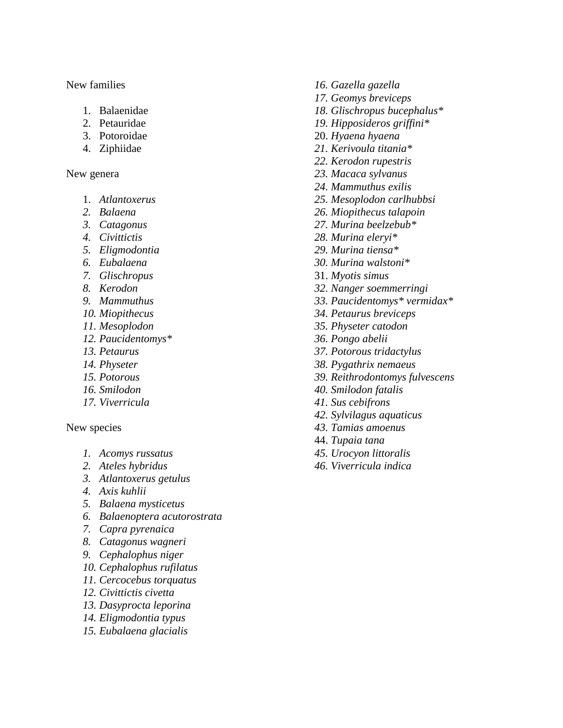New families

1. Balaenidae
2. Petauridae
3. Potoroidae
4. Ziphiidae

New genera

1. *Atlantoxerus*
2. *Balaena*
3. *Catagonus*
4. *Civittictis*
5. *Eligmodontia*
6. *Eubalaena*
7. *Glischropus*
8. *Kerodon*
9. *Mammuthus*
10. *Miopithecus*
11. *Mesoplodon*
12. *Paucidentomys**
13. *Petaurus*
14. *Physeter*
15. *Potorous*
16. *Smilodon*
17. *Viverricula*

New species

1. *Acomys russatus*
2. *Ateles hybridus*
3. *Atlantoxerus getulus*
4. *Axis kuhlii*
5. *Balaena mysticetus*
6. *Balaenoptera acutorostrata*
7. *Capra pyrenaica*
8. *Catagonus wagneri*
9. *Cephalophus niger*
10. *Cephalophus rufilatus*
11. *Cercocebus torquatus*
12. *Civittictis civetta*
13. *Dasyprocta leporina*
14. *Eligmodontia typus*
15. *Eubalaena glacialis*
16. *Gazella gazella*
17. *Geomys breviceps*
18. *Glischropus bucephalus**
19. *Hipposideros griffini**
20. *Hyaena hyaena*
21. *Kerivoula titania**
22. *Kerodon rupestris*
23. *Macaca sylvanus*
24. *Mammuthus exilis*
25. *Mesoplodon carlhubbsi*
26. *Miopithecus talapoin*
27. *Murina beelzebub**
28. *Murina eleryi**
29. *Murina tiensa**
30. *Murina walstoni**
31. *Myotis simus*
32. *Nanger soemmerringi*
33. *Paucidentomys* vermidax**
34. *Petaurus breviceps*
35. *Physeter catodon*
36. *Pongo abelii*
37. *Potorous tridactylus*
38. *Pygathrix nemaeus*
39. *Reithrodontomys fulvescens*
40. *Smilodon fatalis*
41. *Sus cebifrons*
42. *Sylvilagus aquaticus*
43. *Tamias amoenus*
44. *Tupaia tana*
45. *Urocyon littoralis*
46. *Viverricula indica*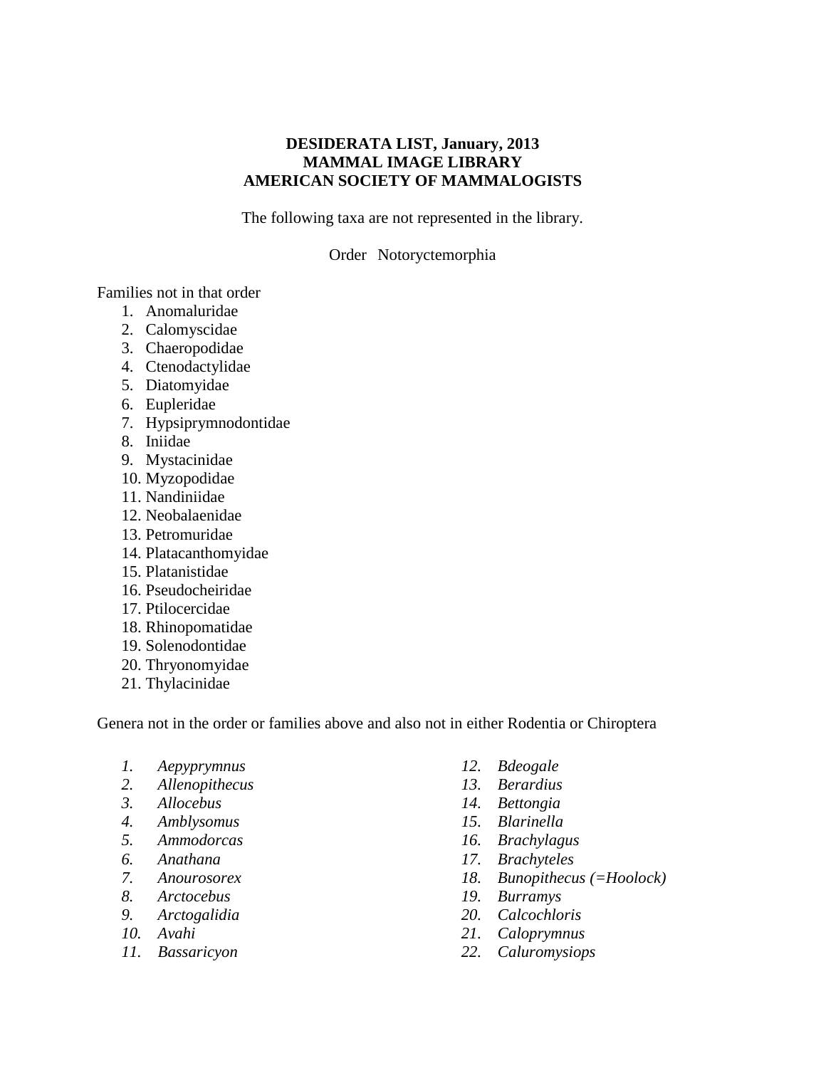**DESIDERATA LIST, January, 2013**
**MAMMAL IMAGE LIBRARY**
**AMERICAN SOCIETY OF MAMMALOGISTS**

The following taxa are not represented in the library.

Order Notoryctemorphia

Families not in that order

1. Anomaluridae
2. Calomyscidae
3. Chaeropodidae
4. Ctenodactylidae
5. Diatomyidae
6. Eupleridae
7. Hypsiprymnodontidae
8. Iniidae
9. Mystacinidae
10. Myzopodidae
11. Nandiniidae
12. Neobalaenidae
13. Petromuridae
14. Platacanthomyidae
15. Platanistidae
16. Pseudocheiridae
17. Ptilocercidae
18. Rhinopomatidae
19. Solenodontidae
20. Thryonomyidae
21. Thylacinidae

Genera not in the order or families above and also not in either Rodentia or Chiroptera

1. *Aepyprymnus*
2. *Allenopithecus*
3. *Allocebus*
4. *Amblysomus*
5. *Ammodorcas*
6. *Anathana*
7. *Anourosorex*
8. *Arctocebus*
9. *Arctogalidia*
10. *Avahi*
11. *Bassaricyon*
12. *Bdeogale*
13. *Berardius*
14. *Bettongia*
15. *Blarinella*
16. *Brachylagus*
17. *Brachyteles*
18. *Bunopithecus (=Hoolock)*
19. *Burramys*
20. *Calcochloris*
21. *Caloprymnus*
22. *Caluromysiops*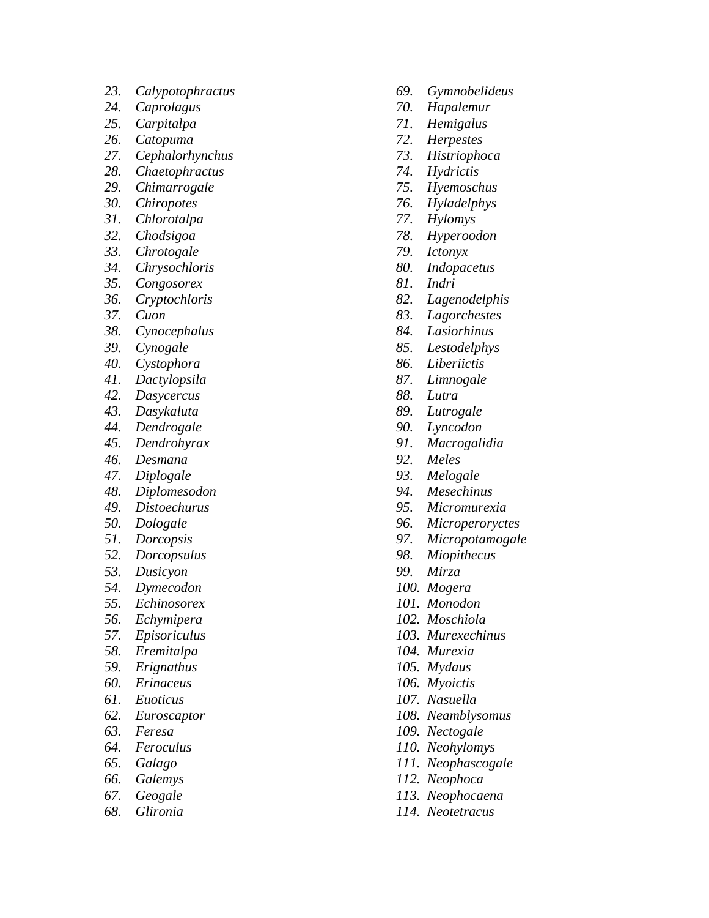23. *Calypotophractus*
24. *Caprolagus*
25. *Carpitalpa*
26. *Catopuma*
27. *Cephalorhynchus*
28. *Chaetophractus*
29. *Chimarrogale*
30. *Chiropotes*
31. *Chlorotalpa*
32. *Chodsigoa*
33. *Chrotogale*
34. *Chrysochloris*
35. *Congosorex*
36. *Cryptochloris*
37. *Cuon*
38. *Cynocephalus*
39. *Cynogale*
40. *Cystophora*
41. *Dactylopsila*
42. *Dasycercus*
43. *Dasykaluta*
44. *Dendrogale*
45. *Dendrohyrax*
46. *Desmana*
47. *Diplogale*
48. *Diplomesodon*
49. *Distoechurus*
50. *Dologale*
51. *Dorcopsis*
52. *Dorcopsulus*
53. *Dusicyon*
54. *Dymecodon*
55. *Echinosorex*
56. *Echymipera*
57. *Episoriculus*
58. *Eremitalpa*
59. *Erignathus*
60. *Erinaceus*
61. *Euoticus*
62. *Euroscaptor*
63. *Feresa*
64. *Feroculus*
65. *Galago*
66. *Galemys*
67. *Geogale*
68. *Glironia*
69. *Gymnobelideus*
70. *Hapalemur*
71. *Hemigalus*
72. *Herpestes*
73. *Histriophoca*
74. *Hydrictis*
75. *Hyemoschus*
76. *Hyladelphys*
77. *Hylomys*
78. *Hyperoodon*
79. *Ictonyx*
80. *Indopacetus*
81. *Indri*
82. *Lagenodelphis*
83. *Lagorchestes*
84. *Lasiorhinus*
85. *Lestodelphys*
86. *Liberiictis*
87. *Limnogale*
88. *Lutra*
89. *Lutrogale*
90. *Lyncodon*
91. *Macrogalidia*
92. *Meles*
93. *Melogale*
94. *Mesechinus*
95. *Micromurexia*
96. *Microperoryctes*
97. *Micropotamogale*
98. *Miopithecus*
99. *Mirza*
100. *Mogera*
101. *Monodon*
102. *Moschiola*
103. *Murexechinus*
104. *Murexia*
105. *Mydaus*
106. *Myoictis*
107. *Nasuella*
108. *Neamblysomus*
109. *Nectogale*
110. *Neohylomys*
111. *Neophascogale*
112. *Neophoca*
113. *Neophocaena*
114. *Neotetracus*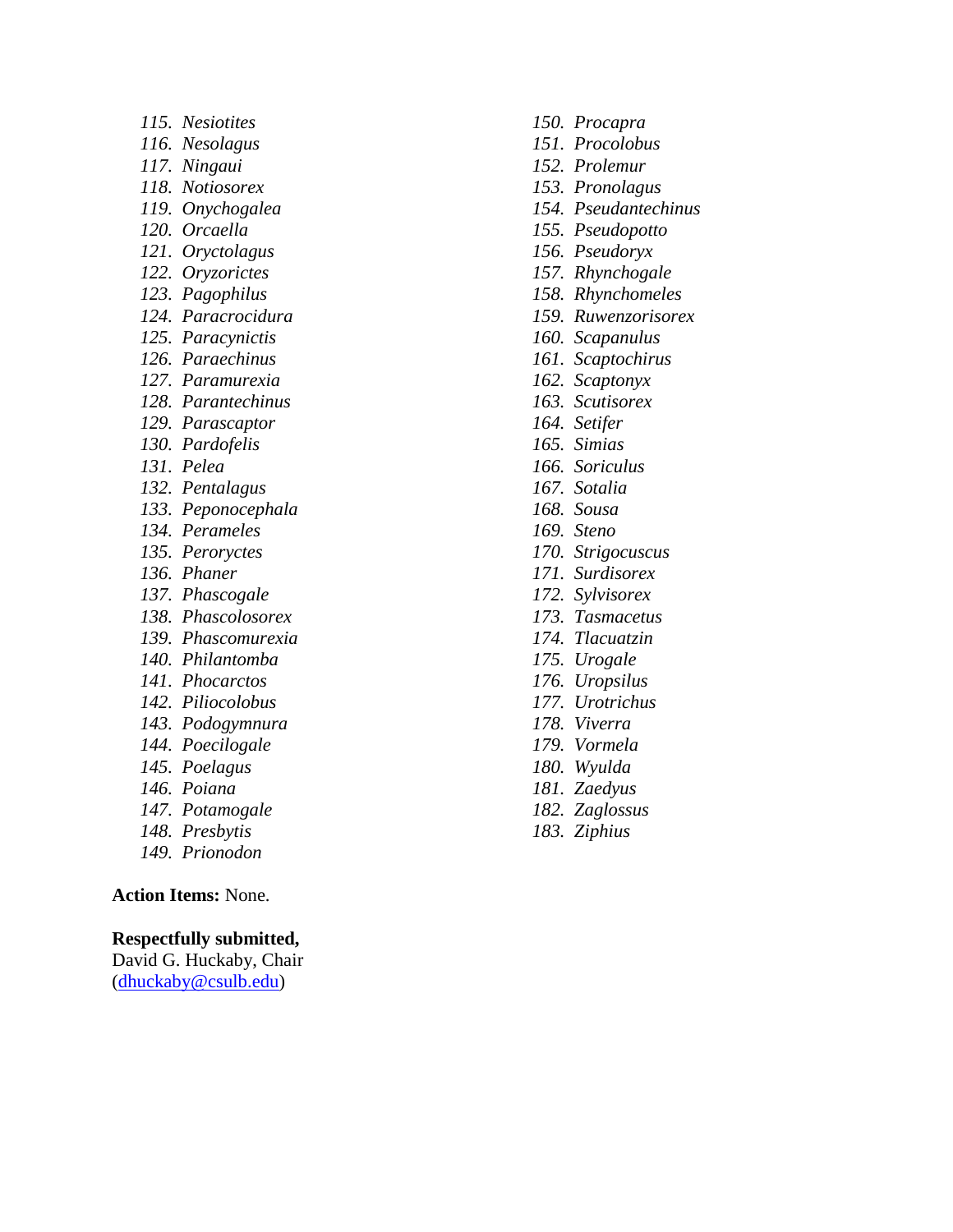115. *Nesiotites*
116. *Nesolagus*
117. *Ningaui*
118. *Notiosorex*
119. *Onychogalea*
120. *Orcaella*
121. *Oryctolagus*
122. *Oryzorictes*
123. *Pagophilus*
124. *Paracrocidura*
125. *Paracynictis*
126. *Paraechinus*
127. *Paramurexia*
128. *Parantechinus*
129. *Parascaptor*
130. *Pardofelis*
131. *Pelea*
132. *Pentalagus*
133. *Peponocephala*
134. *Perameles*
135. *Peroryctes*
136. *Phaner*
137. *Phascogale*
138. *Phascolosorex*
139. *Phascomurexia*
140. *Philantomba*
141. *Phocarctos*
142. *Piliocolobus*
143. *Podogymnura*
144. *Poecilogale*
145. *Poelagus*
146. *Poiana*
147. *Potamogale*
148. *Presbytis*
149. *Prionodon*
150. *Procapra*
151. *Procolobus*
152. *Prolemur*
153. *Pronolagus*
154. *Pseudantechinus*
155. *Pseudopotto*
156. *Pseudoryx*
157. *Rhynchogale*
158. *Rhynchomeles*
159. *Ruwenzorisorex*
160. *Scapanulus*
161. *Scaptochirus*
162. *Scaptonyx*
163. *Scutisorex*
164. *Setifer*
165. *Simias*
166. *Soriculus*
167. *Sotalia*
168. *Sousa*
169. *Steno*
170. *Strigocuscus*
171. *Surdisorex*
172. *Sylvisorex*
173. *Tasmacetus*
174. *Tlacuatzin*
175. *Urogale*
176. *Uropsilus*
177. *Urotrichus*
178. *Viverra*
179. *Vormela*
180. *Wyulda*
181. *Zaedyus*
182. *Zaglossus*
183. *Ziphius*

**Action Items:** None.

**Respectfully submitted,**
David G. Huckaby, Chair
(dhuckaby@csulb.edu)